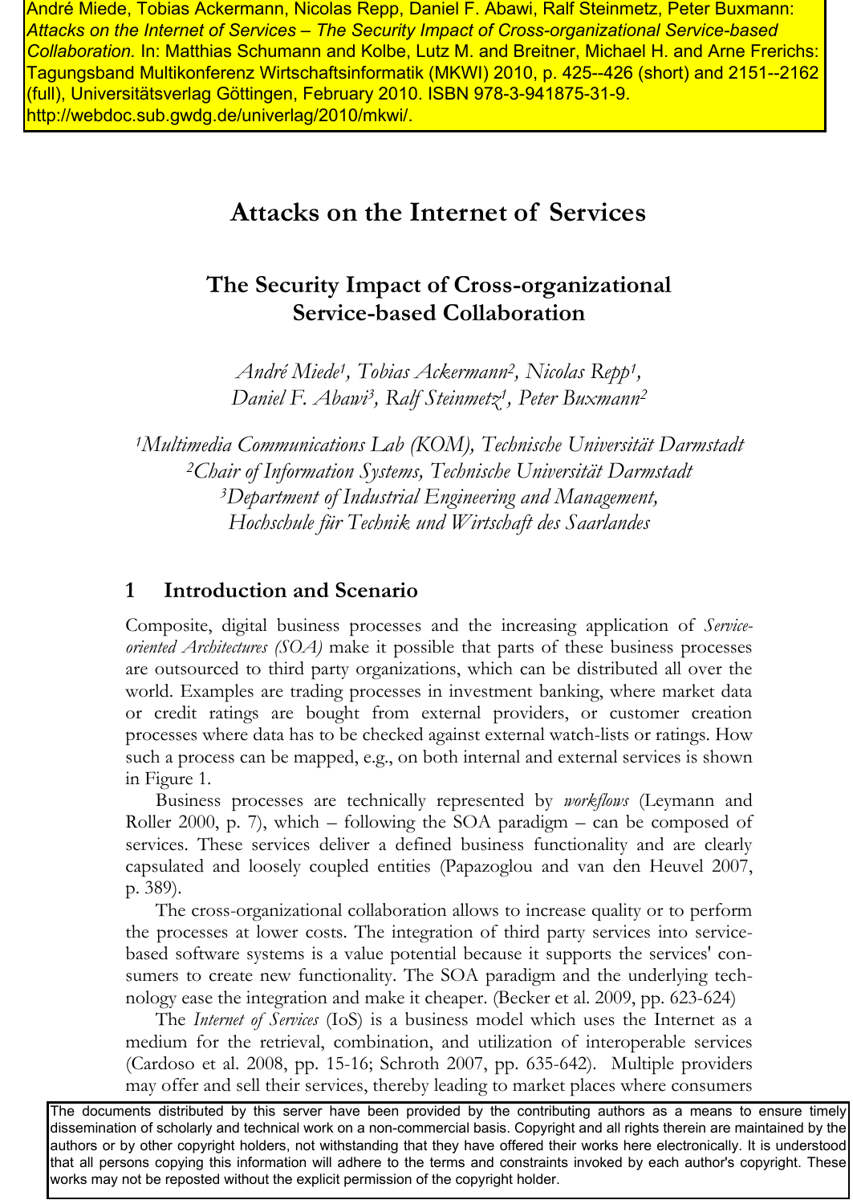André Miede, Tobias Ackermann, Nicolas Repp, Daniel F. Abawi, Ralf Steinmetz, Peter Buxmann: *Attacks on the Internet of Services – The Security Impact of Cross-organizational Service-based Collaboration.* In: Matthias Schumann and Kolbe, Lutz M. and Breitner, Michael H. and Arne Frerichs: Tagungsband Multikonferenz Wirtschaftsinformatik (MKWI) 2010, p. 425--426 (short) and 2151--2162 (full), Universitätsverlag Göttingen, February 2010. ISBN 978-3-941875-31-9. http://webdoc.sub.gwdg.de/univerlag/2010/mkwi/.

# Attacks on the Internet of Services

## The Security Impact of Cross-organizational Service-based Collaboration

*André Miede[1], Tobias Ackermann[2], Nicolas Repp[1], Daniel F. Abawi[3], Ralf Steinmetz[1], Peter Buxmann[2]*

*[1]Multimedia Communications Lab (KOM), Technische Universität Darmstadt*
*[2]Chair of Information Systems, Technische Universität Darmstadt*
*[3]Department of Industrial Engineering and Management, Hochschule für Technik und Wirtschaft des Saarlandes*

## 1 Introduction and Scenario

Composite, digital business processes and the increasing application of *Service-oriented Architectures (SOA)* make it possible that parts of these business processes are outsourced to third party organizations, which can be distributed all over the world. Examples are trading processes in investment banking, where market data or credit ratings are bought from external providers, or customer creation processes where data has to be checked against external watch-lists or ratings. How such a process can be mapped, e.g., on both internal and external services is shown in Figure 1.

Business processes are technically represented by *workflows* (Leymann and Roller 2000, p. 7), which – following the SOA paradigm – can be composed of services. These services deliver a defined business functionality and are clearly capsulated and loosely coupled entities (Papazoglou and van den Heuvel 2007, p. 389).

The cross-organizational collaboration allows to increase quality or to perform the processes at lower costs. The integration of third party services into service-based software systems is a value potential because it supports the services' consumers to create new functionality. The SOA paradigm and the underlying technology ease the integration and make it cheaper. (Becker et al. 2009, pp. 623-624)

The *Internet of Services* (IoS) is a business model which uses the Internet as a medium for the retrieval, combination, and utilization of interoperable services (Cardoso et al. 2008, pp. 15-16; Schroth 2007, pp. 635-642). Multiple providers may offer and sell their services, thereby leading to market places where consumers

The documents distributed by this server have been provided by the contributing authors as a means to ensure timely dissemination of scholarly and technical work on a non-commercial basis. Copyright and all rights therein are maintained by the authors or by other copyright holders, not withstanding that they have offered their works here electronically. It is understood that all persons copying this information will adhere to the terms and constraints invoked by each author's copyright. These works may not be reposted without the explicit permission of the copyright holder.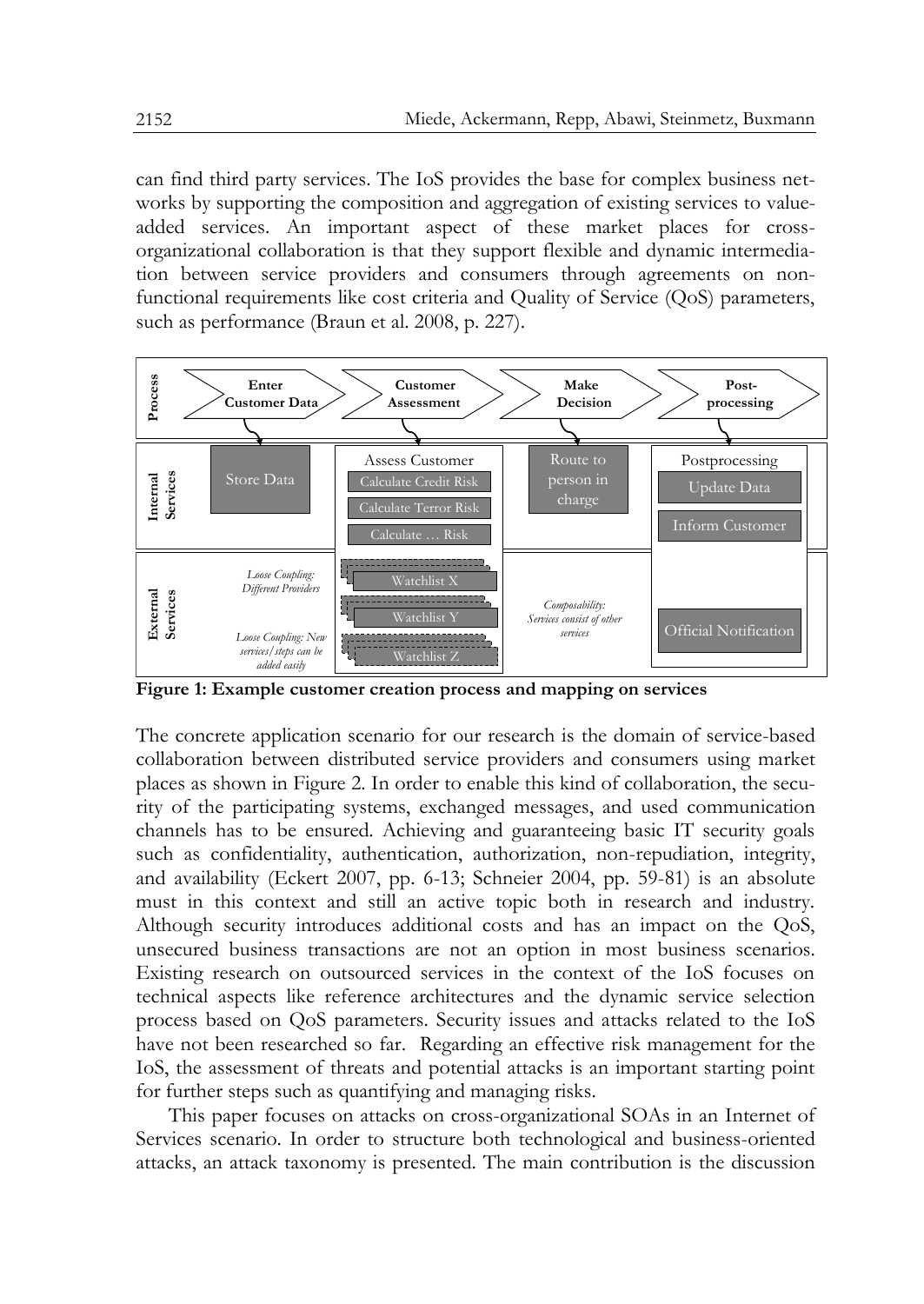can find third party services. The IoS provides the base for complex business networks by supporting the composition and aggregation of existing services to value-added services. An important aspect of these market places for cross-organizational collaboration is that they support flexible and dynamic intermediation between service providers and consumers through agreements on non-functional requirements like cost criteria and Quality of Service (QoS) parameters, such as performance (Braun et al. 2008, p. 227).

**Figure 1: Example customer creation process and mapping on services**

The concrete application scenario for our research is the domain of service-based collaboration between distributed service providers and consumers using market places as shown in Figure 2. In order to enable this kind of collaboration, the security of the participating systems, exchanged messages, and used communication channels has to be ensured. Achieving and guaranteeing basic IT security goals such as confidentiality, authentication, authorization, non-repudiation, integrity, and availability (Eckert 2007, pp. 6-13; Schneier 2004, pp. 59-81) is an absolute must in this context and still an active topic both in research and industry. Although security introduces additional costs and has an impact on the QoS, unsecured business transactions are not an option in most business scenarios. Existing research on outsourced services in the context of the IoS focuses on technical aspects like reference architectures and the dynamic service selection process based on QoS parameters. Security issues and attacks related to the IoS have not been researched so far. Regarding an effective risk management for the IoS, the assessment of threats and potential attacks is an important starting point for further steps such as quantifying and managing risks.

This paper focuses on attacks on cross-organizational SOAs in an Internet of Services scenario. In order to structure both technological and business-oriented attacks, an attack taxonomy is presented. The main contribution is the discussion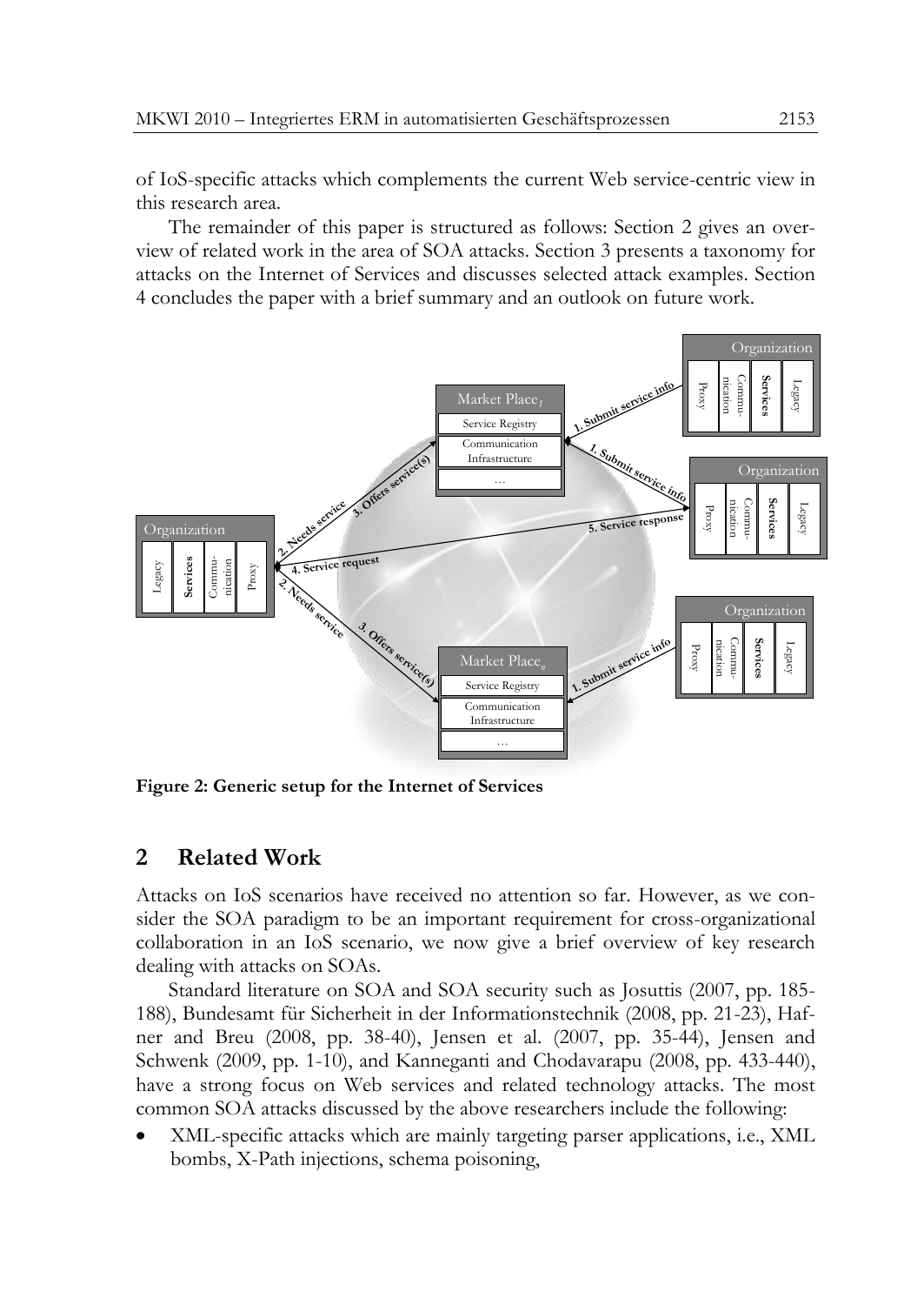of IoS-specific attacks which complements the current Web service-centric view in this research area.

The remainder of this paper is structured as follows: Section 2 gives an overview of related work in the area of SOA attacks. Section 3 presents a taxonomy for attacks on the Internet of Services and discusses selected attack examples. Section 4 concludes the paper with a brief summary and an outlook on future work.

**Figure 2: Generic setup for the Internet of Services**

## 2 Related Work

Attacks on IoS scenarios have received no attention so far. However, as we consider the SOA paradigm to be an important requirement for cross-organizational collaboration in an IoS scenario, we now give a brief overview of key research dealing with attacks on SOAs.

Standard literature on SOA and SOA security such as Josuttis (2007, pp. 185-188), Bundesamt für Sicherheit in der Informationstechnik (2008, pp. 21-23), Hafner and Breu (2008, pp. 38-40), Jensen et al. (2007, pp. 35-44), Jensen and Schwenk (2009, pp. 1-10), and Kanneganti and Chodavarapu (2008, pp. 433-440), have a strong focus on Web services and related technology attacks. The most common SOA attacks discussed by the above researchers include the following:

- XML-specific attacks which are mainly targeting parser applications, i.e., XML bombs, X-Path injections, schema poisoning,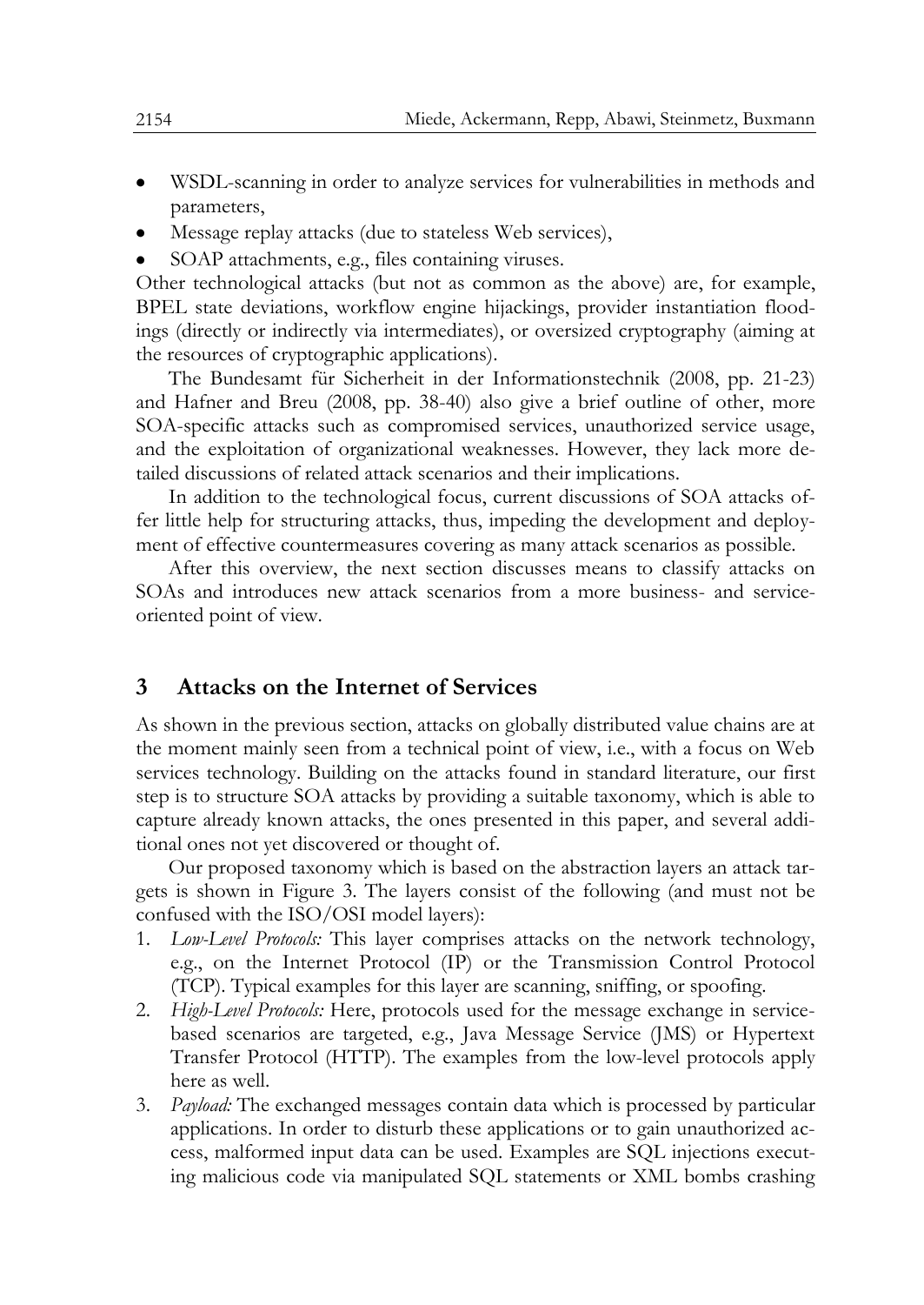- WSDL-scanning in order to analyze services for vulnerabilities in methods and parameters,
- Message replay attacks (due to stateless Web services),
- SOAP attachments, e.g., files containing viruses.

Other technological attacks (but not as common as the above) are, for example, BPEL state deviations, workflow engine hijackings, provider instantiation floodings (directly or indirectly via intermediates), or oversized cryptography (aiming at the resources of cryptographic applications).

The Bundesamt für Sicherheit in der Informationstechnik (2008, pp. 21-23) and Hafner and Breu (2008, pp. 38-40) also give a brief outline of other, more SOA-specific attacks such as compromised services, unauthorized service usage, and the exploitation of organizational weaknesses. However, they lack more detailed discussions of related attack scenarios and their implications.

In addition to the technological focus, current discussions of SOA attacks offer little help for structuring attacks, thus, impeding the development and deployment of effective countermeasures covering as many attack scenarios as possible.

After this overview, the next section discusses means to classify attacks on SOAs and introduces new attack scenarios from a more business- and service-oriented point of view.

## 3 Attacks on the Internet of Services

As shown in the previous section, attacks on globally distributed value chains are at the moment mainly seen from a technical point of view, i.e., with a focus on Web services technology. Building on the attacks found in standard literature, our first step is to structure SOA attacks by providing a suitable taxonomy, which is able to capture already known attacks, the ones presented in this paper, and several additional ones not yet discovered or thought of.

Our proposed taxonomy which is based on the abstraction layers an attack targets is shown in Figure 3. The layers consist of the following (and must not be confused with the ISO/OSI model layers):

1. *Low-Level Protocols:* This layer comprises attacks on the network technology, e.g., on the Internet Protocol (IP) or the Transmission Control Protocol (TCP). Typical examples for this layer are scanning, sniffing, or spoofing.
2. *High-Level Protocols:* Here, protocols used for the message exchange in service-based scenarios are targeted, e.g., Java Message Service (JMS) or Hypertext Transfer Protocol (HTTP). The examples from the low-level protocols apply here as well.
3. *Payload:* The exchanged messages contain data which is processed by particular applications. In order to disturb these applications or to gain unauthorized access, malformed input data can be used. Examples are SQL injections executing malicious code via manipulated SQL statements or XML bombs crashing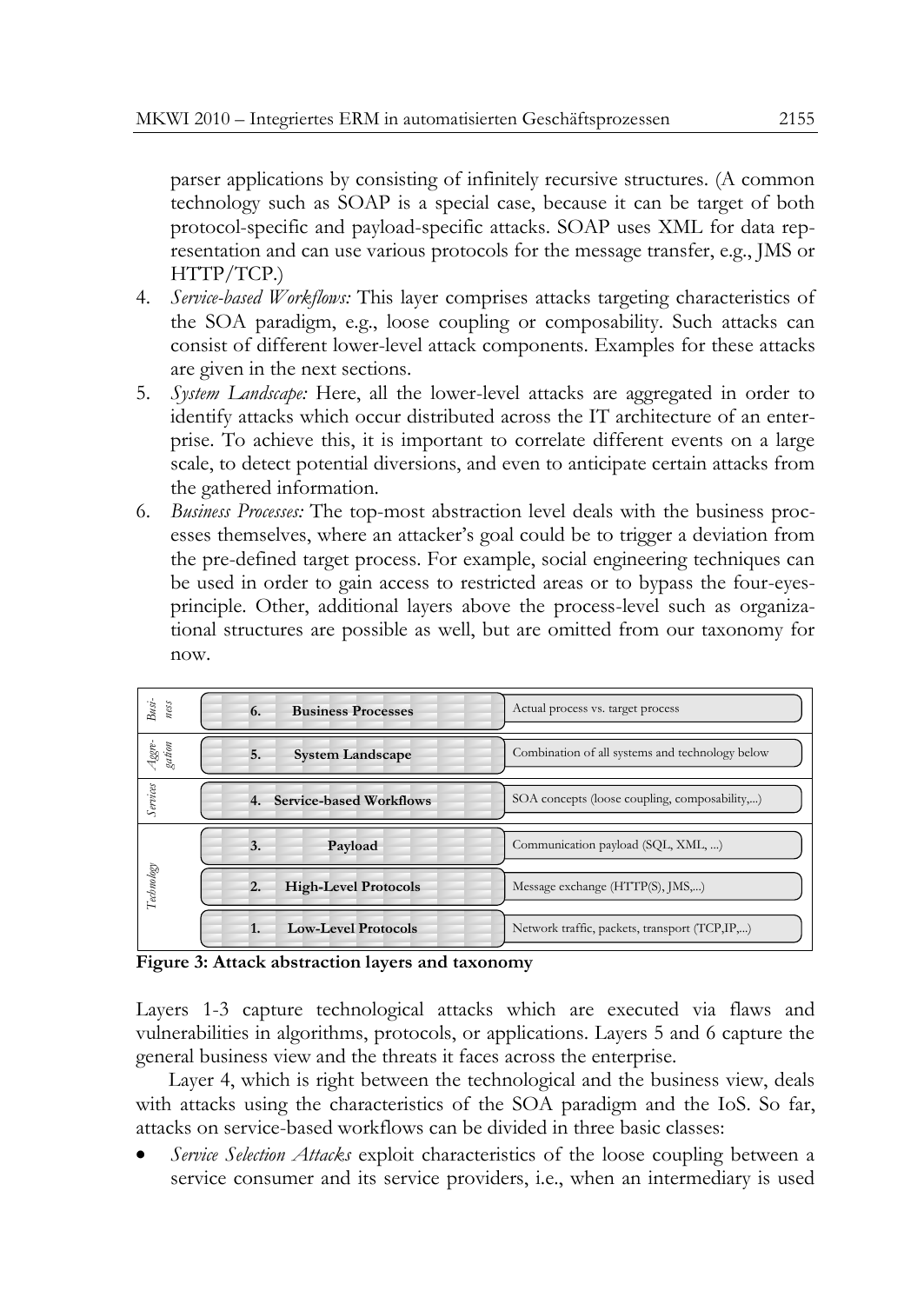parser applications by consisting of infinitely recursive structures. (A common technology such as SOAP is a special case, because it can be target of both protocol-specific and payload-specific attacks. SOAP uses XML for data representation and can use various protocols for the message transfer, e.g., JMS or HTTP/TCP.)

4. *Service-based Workflows:* This layer comprises attacks targeting characteristics of the SOA paradigm, e.g., loose coupling or composability. Such attacks can consist of different lower-level attack components. Examples for these attacks are given in the next sections.
5. *System Landscape:* Here, all the lower-level attacks are aggregated in order to identify attacks which occur distributed across the IT architecture of an enterprise. To achieve this, it is important to correlate different events on a large scale, to detect potential diversions, and even to anticipate certain attacks from the gathered information.
6. *Business Processes:* The top-most abstraction level deals with the business processes themselves, where an attacker's goal could be to trigger a deviation from the pre-defined target process. For example, social engineering techniques can be used in order to gain access to restricted areas or to bypass the four-eyes-principle. Other, additional layers above the process-level such as organizational structures are possible as well, but are omitted from our taxonomy for now.

| | Layer | Description |
|---|---|---|
| *Business* | 6. **Business Processes** | Actual process vs. target process |
| *Aggregation* | 5. **System Landscape** | Combination of all systems and technology below |
| *Services* | 4. **Service-based Workflows** | SOA concepts (loose coupling, composability,...) |
| *Technology* | 3. **Payload** | Communication payload (SQL, XML, ...) |
| | 2. **High-Level Protocols** | Message exchange (HTTP(S), JMS,...) |
| | 1. **Low-Level Protocols** | Network traffic, packets, transport (TCP,IP,...) |

**Figure 3: Attack abstraction layers and taxonomy**

Layers 1-3 capture technological attacks which are executed via flaws and vulnerabilities in algorithms, protocols, or applications. Layers 5 and 6 capture the general business view and the threats it faces across the enterprise.

Layer 4, which is right between the technological and the business view, deals with attacks using the characteristics of the SOA paradigm and the IoS. So far, attacks on service-based workflows can be divided in three basic classes:

- *Service Selection Attacks* exploit characteristics of the loose coupling between a service consumer and its service providers, i.e., when an intermediary is used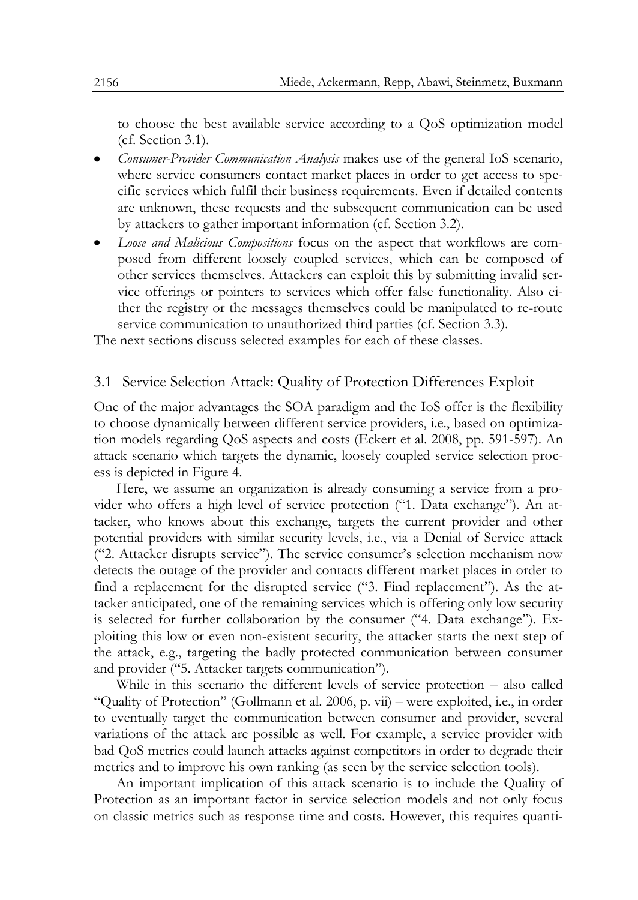to choose the best available service according to a QoS optimization model (cf. Section 3.1).

- *Consumer-Provider Communication Analysis* makes use of the general IoS scenario, where service consumers contact market places in order to get access to specific services which fulfil their business requirements. Even if detailed contents are unknown, these requests and the subsequent communication can be used by attackers to gather important information (cf. Section 3.2).
- *Loose and Malicious Compositions* focus on the aspect that workflows are composed from different loosely coupled services, which can be composed of other services themselves. Attackers can exploit this by submitting invalid service offerings or pointers to services which offer false functionality. Also either the registry or the messages themselves could be manipulated to re-route service communication to unauthorized third parties (cf. Section 3.3).

The next sections discuss selected examples for each of these classes.

## 3.1 Service Selection Attack: Quality of Protection Differences Exploit

One of the major advantages the SOA paradigm and the IoS offer is the flexibility to choose dynamically between different service providers, i.e., based on optimization models regarding QoS aspects and costs (Eckert et al. 2008, pp. 591-597). An attack scenario which targets the dynamic, loosely coupled service selection process is depicted in Figure 4.

Here, we assume an organization is already consuming a service from a provider who offers a high level of service protection ("1. Data exchange"). An attacker, who knows about this exchange, targets the current provider and other potential providers with similar security levels, i.e., via a Denial of Service attack ("2. Attacker disrupts service"). The service consumer's selection mechanism now detects the outage of the provider and contacts different market places in order to find a replacement for the disrupted service ("3. Find replacement"). As the attacker anticipated, one of the remaining services which is offering only low security is selected for further collaboration by the consumer ("4. Data exchange"). Exploiting this low or even non-existent security, the attacker starts the next step of the attack, e.g., targeting the badly protected communication between consumer and provider ("5. Attacker targets communication").

While in this scenario the different levels of service protection – also called "Quality of Protection" (Gollmann et al. 2006, p. vii) – were exploited, i.e., in order to eventually target the communication between consumer and provider, several variations of the attack are possible as well. For example, a service provider with bad QoS metrics could launch attacks against competitors in order to degrade their metrics and to improve his own ranking (as seen by the service selection tools).

An important implication of this attack scenario is to include the Quality of Protection as an important factor in service selection models and not only focus on classic metrics such as response time and costs. However, this requires quanti-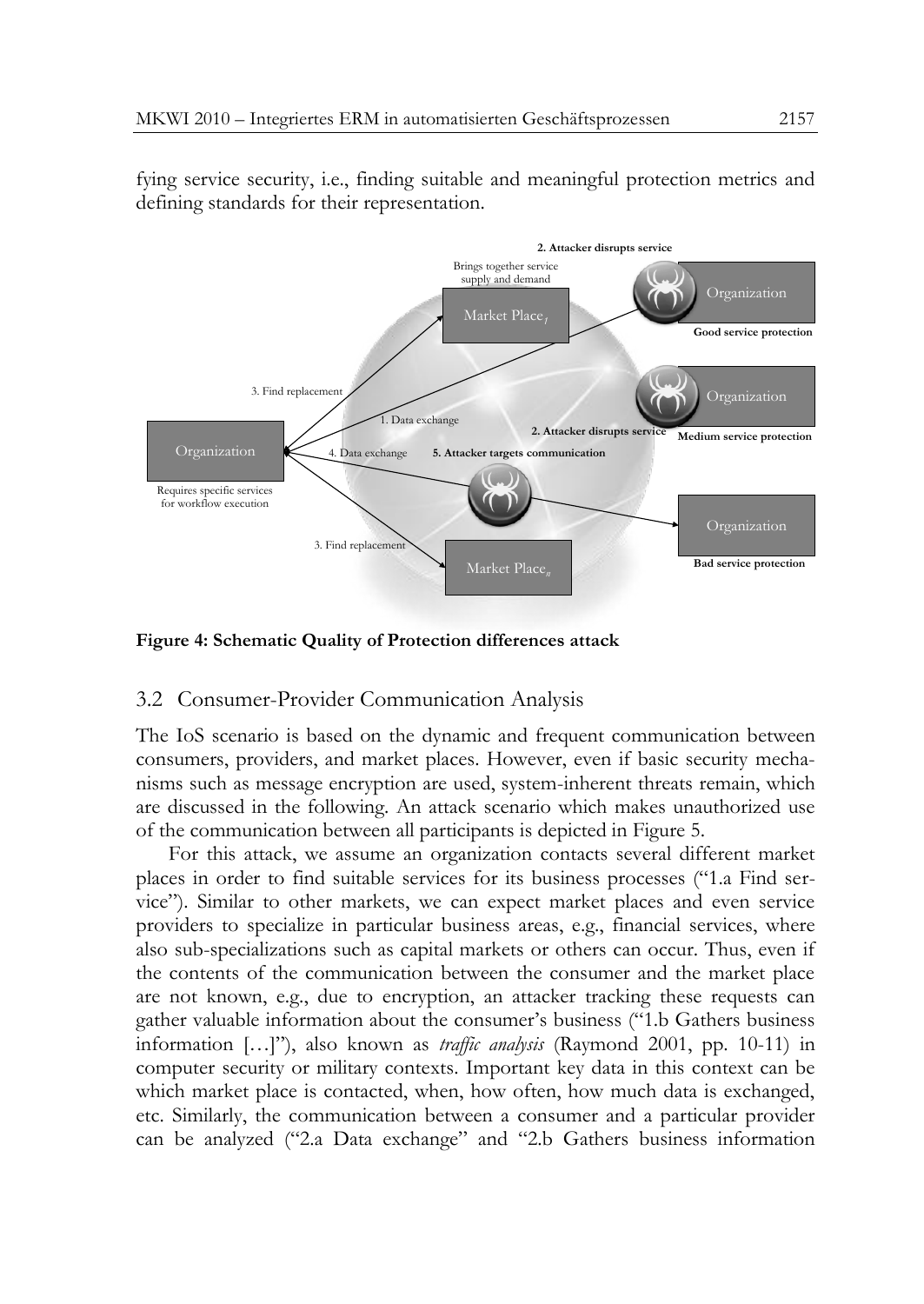fying service security, i.e., finding suitable and meaningful protection metrics and defining standards for their representation.

**Figure 4: Schematic Quality of Protection differences attack**

## 3.2 Consumer-Provider Communication Analysis

The IoS scenario is based on the dynamic and frequent communication between consumers, providers, and market places. However, even if basic security mechanisms such as message encryption are used, system-inherent threats remain, which are discussed in the following. An attack scenario which makes unauthorized use of the communication between all participants is depicted in Figure 5.

For this attack, we assume an organization contacts several different market places in order to find suitable services for its business processes ("1.a Find service"). Similar to other markets, we can expect market places and even service providers to specialize in particular business areas, e.g., financial services, where also sub-specializations such as capital markets or others can occur. Thus, even if the contents of the communication between the consumer and the market place are not known, e.g., due to encryption, an attacker tracking these requests can gather valuable information about the consumer's business ("1.b Gathers business information […]"), also known as *traffic analysis* (Raymond 2001, pp. 10-11) in computer security or military contexts. Important key data in this context can be which market place is contacted, when, how often, how much data is exchanged, etc. Similarly, the communication between a consumer and a particular provider can be analyzed ("2.a Data exchange" and "2.b Gathers business information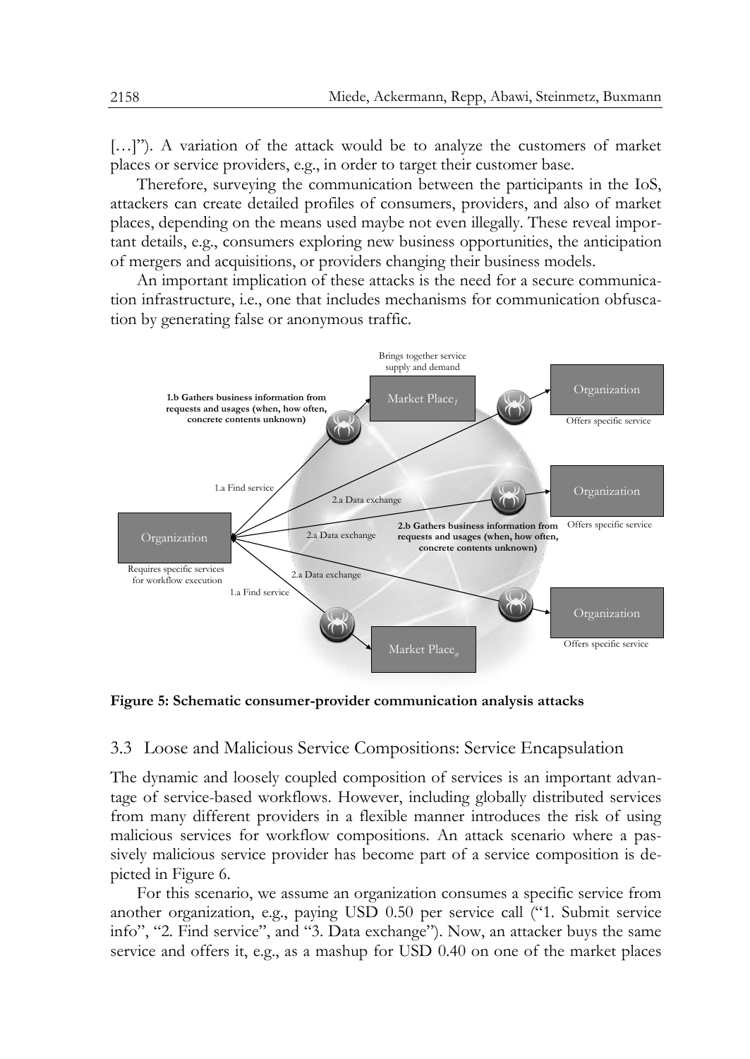[…]"). A variation of the attack would be to analyze the customers of market places or service providers, e.g., in order to target their customer base.

Therefore, surveying the communication between the participants in the IoS, attackers can create detailed profiles of consumers, providers, and also of market places, depending on the means used maybe not even illegally. These reveal important details, e.g., consumers exploring new business opportunities, the anticipation of mergers and acquisitions, or providers changing their business models.

An important implication of these attacks is the need for a secure communication infrastructure, i.e., one that includes mechanisms for communication obfuscation by generating false or anonymous traffic.

**Figure 5: Schematic consumer-provider communication analysis attacks**

## 3.3 Loose and Malicious Service Compositions: Service Encapsulation

The dynamic and loosely coupled composition of services is an important advantage of service-based workflows. However, including globally distributed services from many different providers in a flexible manner introduces the risk of using malicious services for workflow compositions. An attack scenario where a passively malicious service provider has become part of a service composition is depicted in Figure 6.

For this scenario, we assume an organization consumes a specific service from another organization, e.g., paying USD 0.50 per service call ("1. Submit service info", "2. Find service", and "3. Data exchange"). Now, an attacker buys the same service and offers it, e.g., as a mashup for USD 0.40 on one of the market places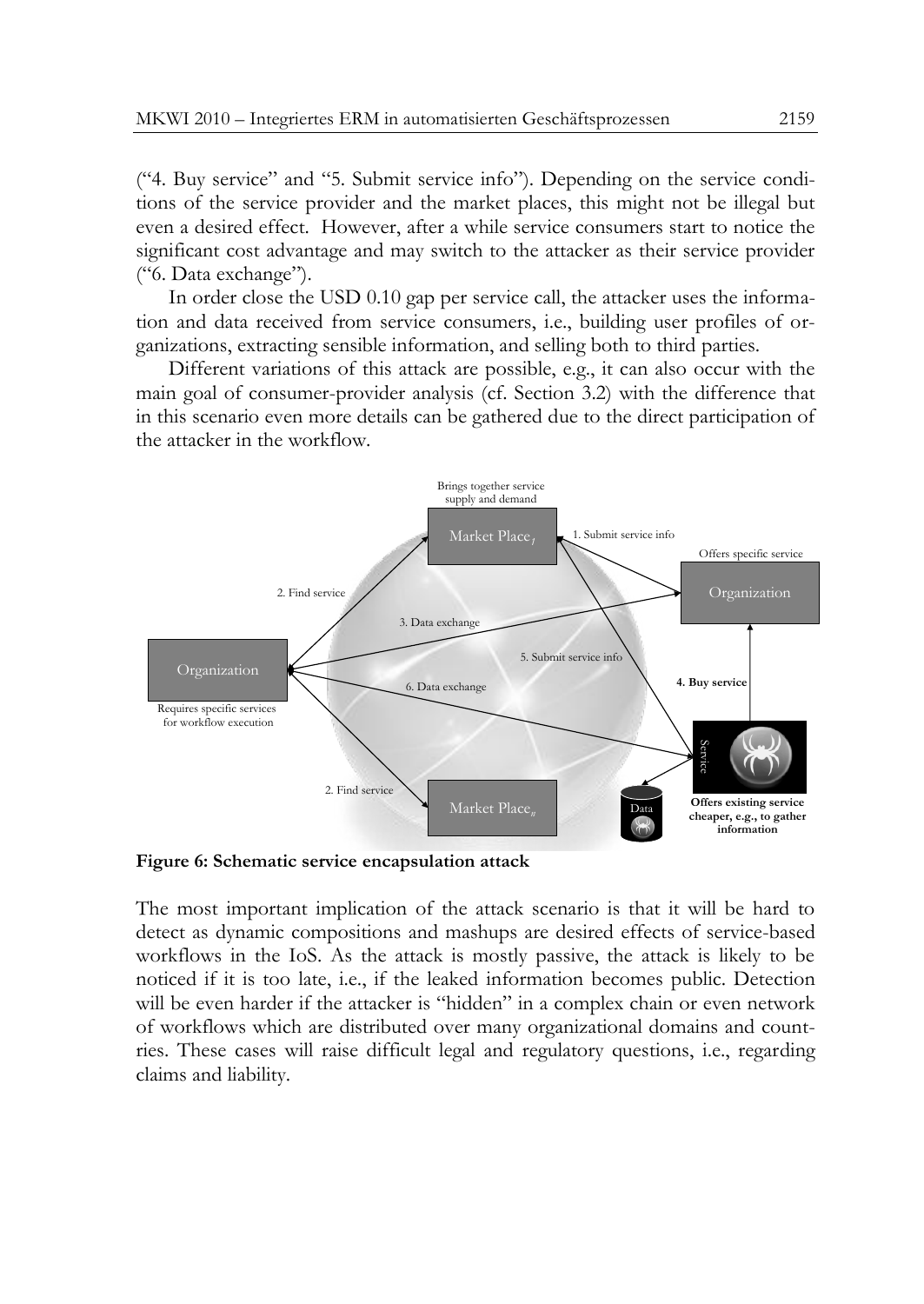("4. Buy service" and "5. Submit service info"). Depending on the service conditions of the service provider and the market places, this might not be illegal but even a desired effect. However, after a while service consumers start to notice the significant cost advantage and may switch to the attacker as their service provider ("6. Data exchange").

In order close the USD 0.10 gap per service call, the attacker uses the information and data received from service consumers, i.e., building user profiles of organizations, extracting sensible information, and selling both to third parties.

Different variations of this attack are possible, e.g., it can also occur with the main goal of consumer-provider analysis (cf. Section 3.2) with the difference that in this scenario even more details can be gathered due to the direct participation of the attacker in the workflow.

**Figure 6: Schematic service encapsulation attack**

The most important implication of the attack scenario is that it will be hard to detect as dynamic compositions and mashups are desired effects of service-based workflows in the IoS. As the attack is mostly passive, the attack is likely to be noticed if it is too late, i.e., if the leaked information becomes public. Detection will be even harder if the attacker is "hidden" in a complex chain or even network of workflows which are distributed over many organizational domains and countries. These cases will raise difficult legal and regulatory questions, i.e., regarding claims and liability.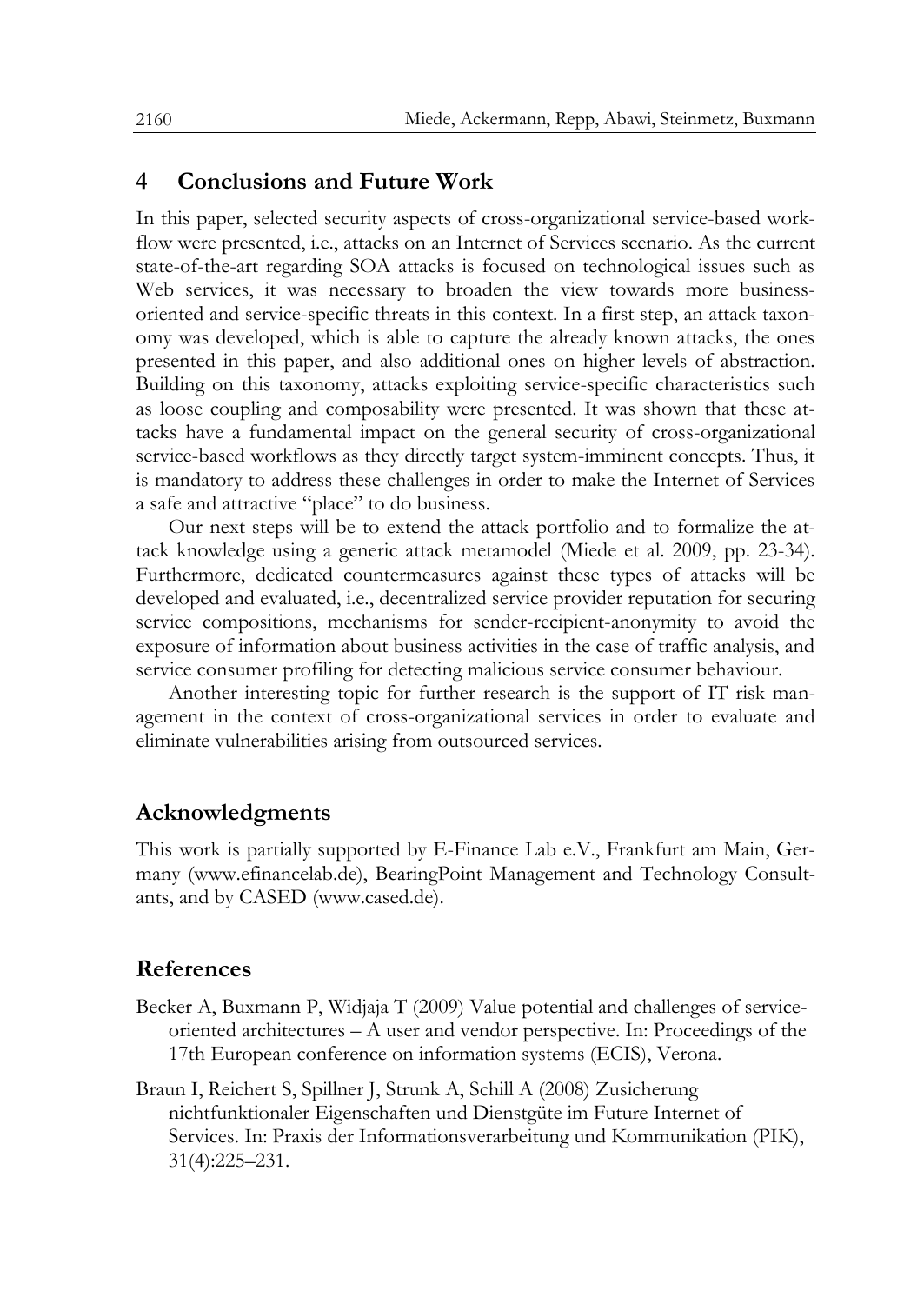## 4 Conclusions and Future Work

In this paper, selected security aspects of cross-organizational service-based workflow were presented, i.e., attacks on an Internet of Services scenario. As the current state-of-the-art regarding SOA attacks is focused on technological issues such as Web services, it was necessary to broaden the view towards more business-oriented and service-specific threats in this context. In a first step, an attack taxonomy was developed, which is able to capture the already known attacks, the ones presented in this paper, and also additional ones on higher levels of abstraction. Building on this taxonomy, attacks exploiting service-specific characteristics such as loose coupling and composability were presented. It was shown that these attacks have a fundamental impact on the general security of cross-organizational service-based workflows as they directly target system-imminent concepts. Thus, it is mandatory to address these challenges in order to make the Internet of Services a safe and attractive "place" to do business.

Our next steps will be to extend the attack portfolio and to formalize the attack knowledge using a generic attack metamodel (Miede et al. 2009, pp. 23-34). Furthermore, dedicated countermeasures against these types of attacks will be developed and evaluated, i.e., decentralized service provider reputation for securing service compositions, mechanisms for sender-recipient-anonymity to avoid the exposure of information about business activities in the case of traffic analysis, and service consumer profiling for detecting malicious service consumer behaviour.

Another interesting topic for further research is the support of IT risk management in the context of cross-organizational services in order to evaluate and eliminate vulnerabilities arising from outsourced services.

## Acknowledgments

This work is partially supported by E-Finance Lab e.V., Frankfurt am Main, Germany (www.efinancelab.de), BearingPoint Management and Technology Consultants, and by CASED (www.cased.de).

## References

Becker A, Buxmann P, Widjaja T (2009) Value potential and challenges of service-oriented architectures – A user and vendor perspective. In: Proceedings of the 17th European conference on information systems (ECIS), Verona.

Braun I, Reichert S, Spillner J, Strunk A, Schill A (2008) Zusicherung nichtfunktionaler Eigenschaften und Dienstgüte im Future Internet of Services. In: Praxis der Informationsverarbeitung und Kommunikation (PIK), 31(4):225–231.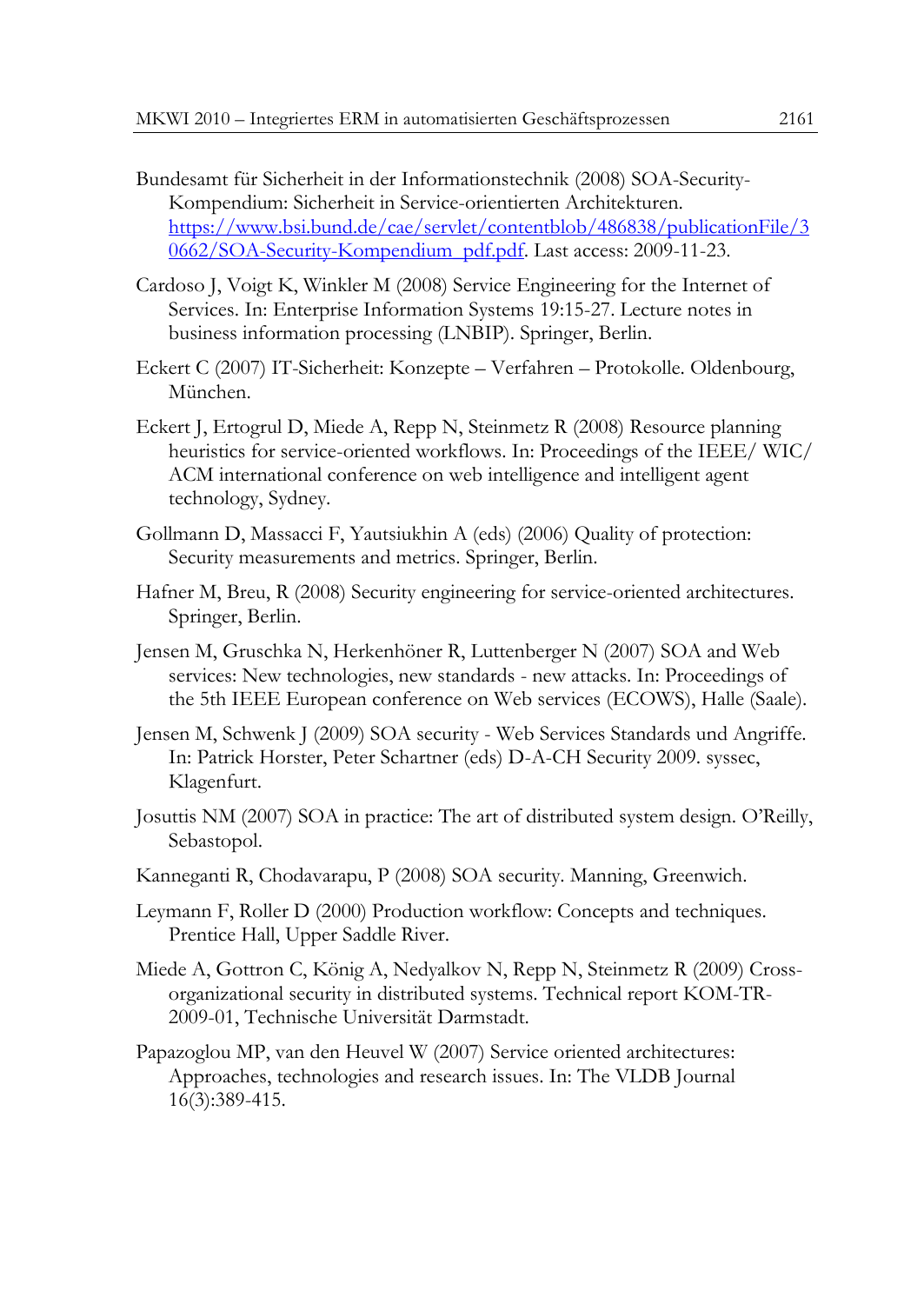Bundesamt für Sicherheit in der Informationstechnik (2008) SOA-Security-Kompendium: Sicherheit in Service-orientierten Architekturen. https://www.bsi.bund.de/cae/servlet/contentblob/486838/publicationFile/30662/SOA-Security-Kompendium_pdf.pdf. Last access: 2009-11-23.

Cardoso J, Voigt K, Winkler M (2008) Service Engineering for the Internet of Services. In: Enterprise Information Systems 19:15-27. Lecture notes in business information processing (LNBIP). Springer, Berlin.

Eckert C (2007) IT-Sicherheit: Konzepte – Verfahren – Protokolle. Oldenbourg, München.

Eckert J, Ertogrul D, Miede A, Repp N, Steinmetz R (2008) Resource planning heuristics for service-oriented workflows. In: Proceedings of the IEEE/ WIC/ ACM international conference on web intelligence and intelligent agent technology, Sydney.

Gollmann D, Massacci F, Yautsiukhin A (eds) (2006) Quality of protection: Security measurements and metrics. Springer, Berlin.

Hafner M, Breu, R (2008) Security engineering for service-oriented architectures. Springer, Berlin.

Jensen M, Gruschka N, Herkenhöner R, Luttenberger N (2007) SOA and Web services: New technologies, new standards - new attacks. In: Proceedings of the 5th IEEE European conference on Web services (ECOWS), Halle (Saale).

Jensen M, Schwenk J (2009) SOA security - Web Services Standards und Angriffe. In: Patrick Horster, Peter Schartner (eds) D-A-CH Security 2009. syssec, Klagenfurt.

Josuttis NM (2007) SOA in practice: The art of distributed system design. O'Reilly, Sebastopol.

Kanneganti R, Chodavarapu, P (2008) SOA security. Manning, Greenwich.

Leymann F, Roller D (2000) Production workflow: Concepts and techniques. Prentice Hall, Upper Saddle River.

Miede A, Gottron C, König A, Nedyalkov N, Repp N, Steinmetz R (2009) Cross-organizational security in distributed systems. Technical report KOM-TR-2009-01, Technische Universität Darmstadt.

Papazoglou MP, van den Heuvel W (2007) Service oriented architectures: Approaches, technologies and research issues. In: The VLDB Journal 16(3):389-415.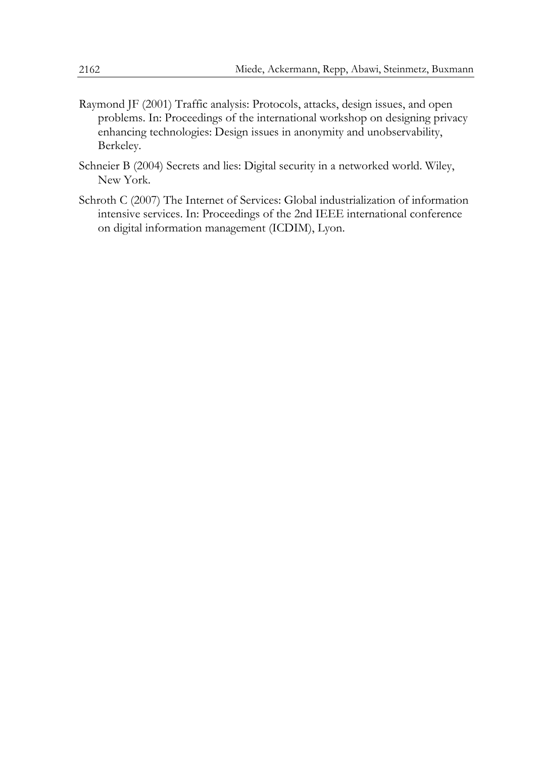Raymond JF (2001) Traffic analysis: Protocols, attacks, design issues, and open problems. In: Proceedings of the international workshop on designing privacy enhancing technologies: Design issues in anonymity and unobservability, Berkeley.

Schneier B (2004) Secrets and lies: Digital security in a networked world. Wiley, New York.

Schroth C (2007) The Internet of Services: Global industrialization of information intensive services. In: Proceedings of the 2nd IEEE international conference on digital information management (ICDIM), Lyon.